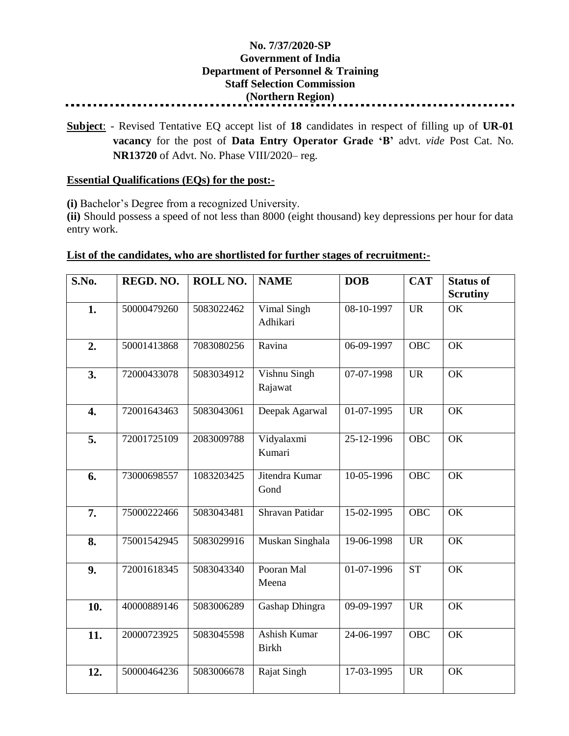**No. 7/37/2020-SP**
**Government of India**
**Department of Personnel & Training**
**Staff Selection Commission**
**(Northern Region)**

---

**Subject**: - Revised Tentative EQ accept list of **18** candidates in respect of filling up of **UR-01 vacancy** for the post of **Data Entry Operator Grade 'B'** advt. *vide* Post Cat. No. **NR13720** of Advt. No. Phase VIII/2020– reg.

**Essential Qualifications (EQs) for the post:-**

**(i)** Bachelor's Degree from a recognized University.
**(ii)** Should possess a speed of not less than 8000 (eight thousand) key depressions per hour for data entry work.

**List of the candidates, who are shortlisted for further stages of recruitment:-**

| S.No. | REGD. NO. | ROLL NO. | NAME | DOB | CAT | Status of Scrutiny |
|---|---|---|---|---|---|---|
| **1.** | 50000479260 | 5083022462 | Vimal Singh Adhikari | 08-10-1997 | UR | OK |
| **2.** | 50001413868 | 7083080256 | Ravina | 06-09-1997 | OBC | OK |
| **3.** | 72000433078 | 5083034912 | Vishnu Singh Rajawat | 07-07-1998 | UR | OK |
| **4.** | 72001643463 | 5083043061 | Deepak Agarwal | 01-07-1995 | UR | OK |
| **5.** | 72001725109 | 2083009788 | Vidyalaxmi Kumari | 25-12-1996 | OBC | OK |
| **6.** | 73000698557 | 1083203425 | Jitendra Kumar Gond | 10-05-1996 | OBC | OK |
| **7.** | 75000222466 | 5083043481 | Shravan Patidar | 15-02-1995 | OBC | OK |
| **8.** | 75001542945 | 5083029916 | Muskan Singhala | 19-06-1998 | UR | OK |
| **9.** | 72001618345 | 5083043340 | Pooran Mal Meena | 01-07-1996 | ST | OK |
| **10.** | 40000889146 | 5083006289 | Gashap Dhingra | 09-09-1997 | UR | OK |
| **11.** | 20000723925 | 5083045598 | Ashish Kumar Birkh | 24-06-1997 | OBC | OK |
| **12.** | 50000464236 | 5083006678 | Rajat Singh | 17-03-1995 | UR | OK |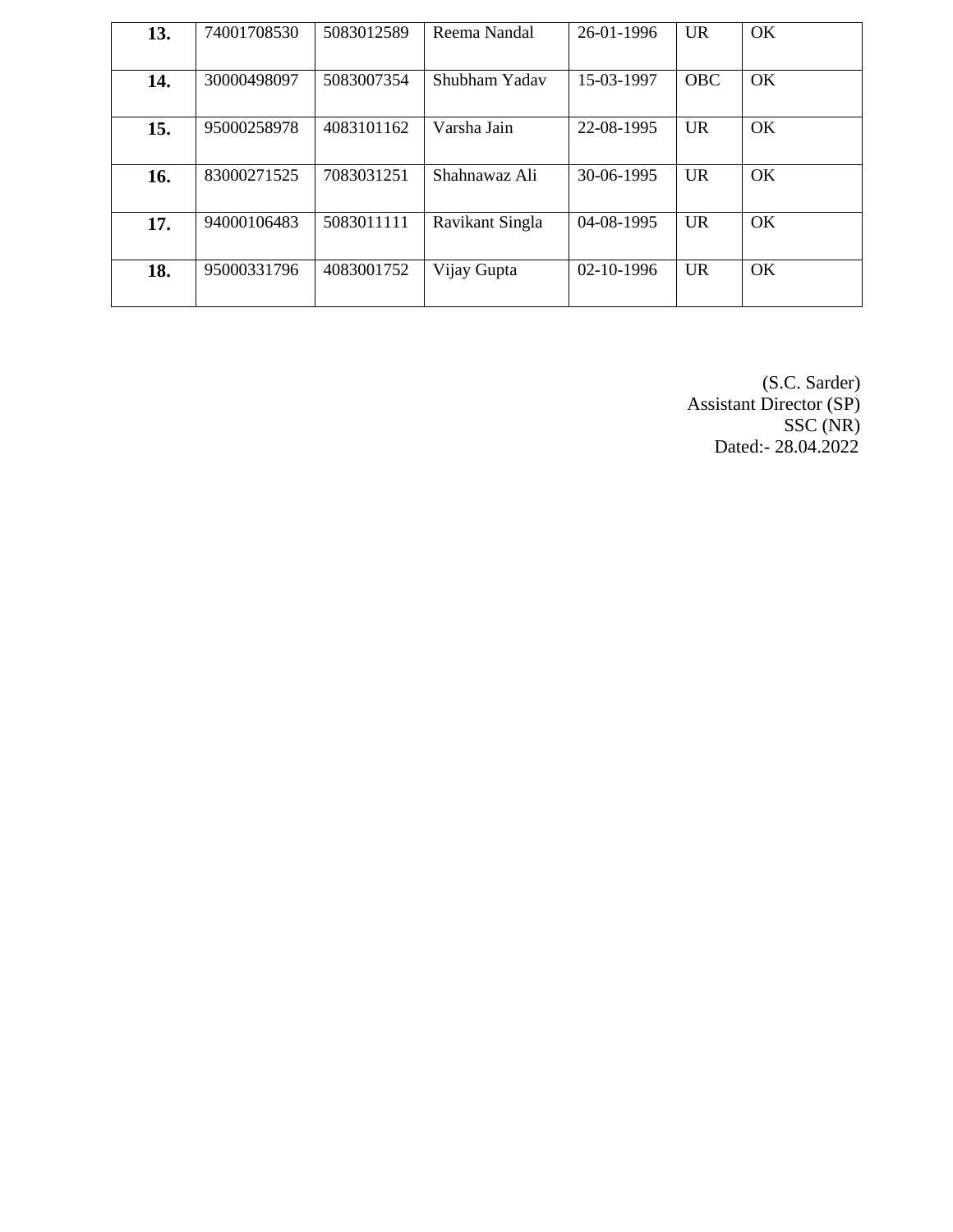| | | | | | | |
|---|---|---|---|---|---|---|
| **13.** | 74001708530 | 5083012589 | Reema Nandal | 26-01-1996 | UR | OK |
| **14.** | 30000498097 | 5083007354 | Shubham Yadav | 15-03-1997 | OBC | OK |
| **15.** | 95000258978 | 4083101162 | Varsha Jain | 22-08-1995 | UR | OK |
| **16.** | 83000271525 | 7083031251 | Shahnawaz Ali | 30-06-1995 | UR | OK |
| **17.** | 94000106483 | 5083011111 | Ravikant Singla | 04-08-1995 | UR | OK |
| **18.** | 95000331796 | 4083001752 | Vijay Gupta | 02-10-1996 | UR | OK |

(S.C. Sarder)
Assistant Director (SP)
SSC (NR)
Dated:- 28.04.2022